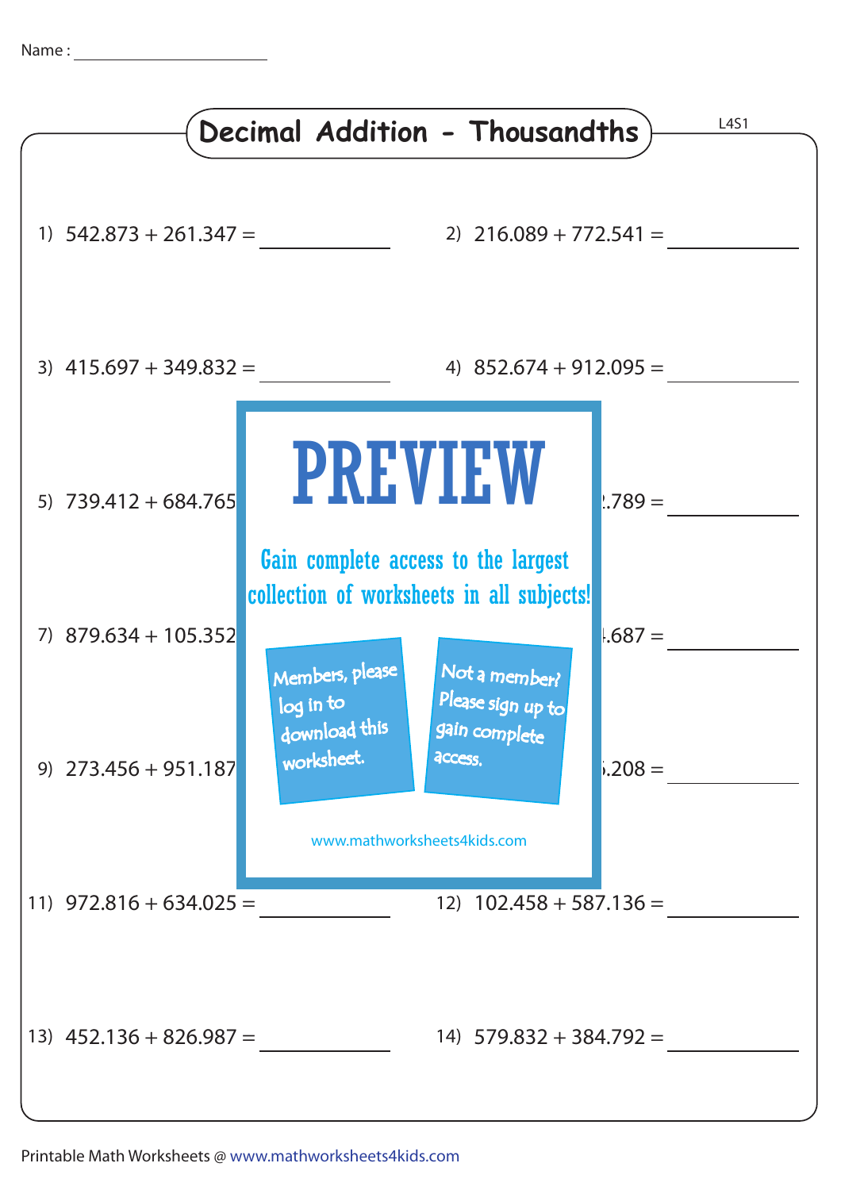Name : ______________________

# Decimal Addition - Thousandths

L4S1

1) $542.873 + 261.347 =$ __________

2) $216.089 + 772.541 =$ __________

3) $415.697 + 349.832 =$ __________

4) $852.674 + 912.095 =$ __________

5) $739.412 + 684.765$

.789 = __________

7) $879.634 + 105.352$

.687 = __________

9) $273.456 + 951.187$

.208 = __________

PREVIEW

Gain complete access to the largest collection of worksheets in all subjects!

Members, please log in to download this worksheet.

Not a member? Please sign up to gain complete access.

www.mathworksheets4kids.com

11) $972.816 + 634.025 =$ __________

12) $102.458 + 587.136 =$ __________

13) $452.136 + 826.987 =$ __________

14) $579.832 + 384.792 =$ __________

Printable Math Worksheets @ www.mathworksheets4kids.com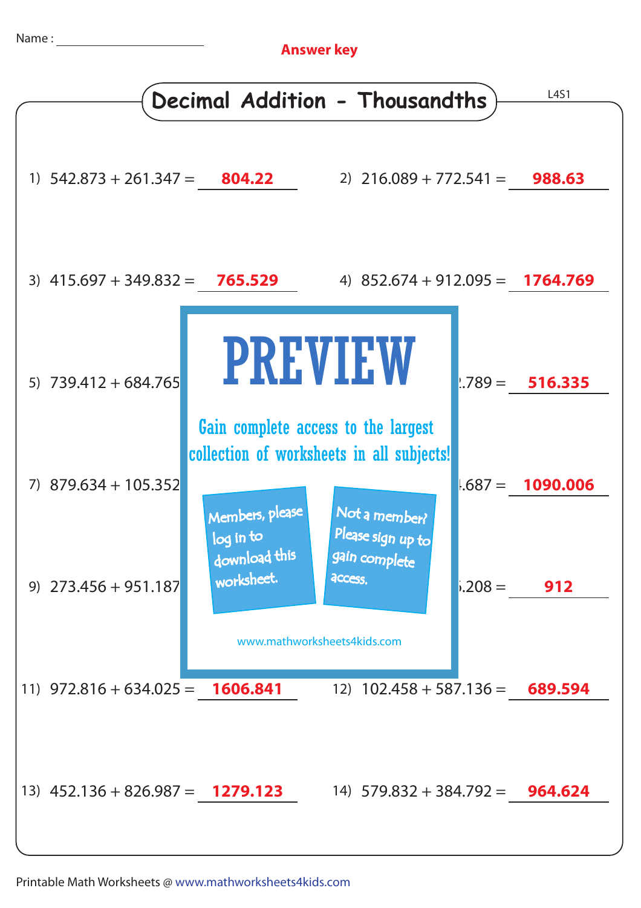Name : ____________________

**Answer key**

# Decimal Addition - Thousandths

L4S1

1) $542.873 + 261.347 =$ **804.22**

2) $216.089 + 772.541 =$ **988.63**

3) $415.697 + 349.832 =$ **765.529**

4) $852.674 + 912.095 =$ **1764.769**

5) $739.412 + 684.765$

6) .789 = **516.335**

7) $879.634 + 105.352$

8) .687 = **1090.006**

9) $273.456 + 951.187$

10) .208 = **912**

PREVIEW

Gain complete access to the largest collection of worksheets in all subjects!

Members, please log in to download this worksheet.

Not a member? Please sign up to gain complete access.

www.mathworksheets4kids.com

11) $972.816 + 634.025 =$ **1606.841**

12) $102.458 + 587.136 =$ **689.594**

13) $452.136 + 826.987 =$ **1279.123**

14) $579.832 + 384.792 =$ **964.624**

Printable Math Worksheets @ www.mathworksheets4kids.com